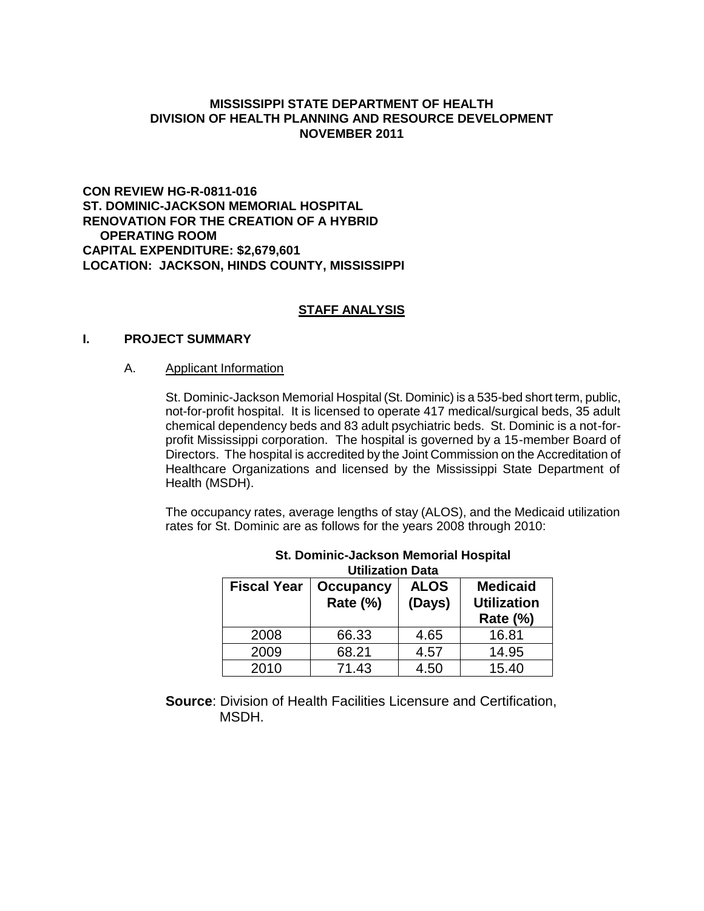**MISSISSIPPI STATE DEPARTMENT OF HEALTH**
**DIVISION OF HEALTH PLANNING AND RESOURCE DEVELOPMENT**
**NOVEMBER 2011**

**CON REVIEW HG-R-0811-016**
**ST. DOMINIC-JACKSON MEMORIAL HOSPITAL**
**RENOVATION FOR THE CREATION OF A HYBRID OPERATING ROOM**
**CAPITAL EXPENDITURE: $2,679,601**
**LOCATION: JACKSON, HINDS COUNTY, MISSISSIPPI**

## STAFF ANALYSIS

### I. PROJECT SUMMARY

#### A. Applicant Information

St. Dominic-Jackson Memorial Hospital (St. Dominic) is a 535-bed short term, public, not-for-profit hospital. It is licensed to operate 417 medical/surgical beds, 35 adult chemical dependency beds and 83 adult psychiatric beds. St. Dominic is a not-for-profit Mississippi corporation. The hospital is governed by a 15-member Board of Directors. The hospital is accredited by the Joint Commission on the Accreditation of Healthcare Organizations and licensed by the Mississippi State Department of Health (MSDH).

The occupancy rates, average lengths of stay (ALOS), and the Medicaid utilization rates for St. Dominic are as follows for the years 2008 through 2010:

**St. Dominic-Jackson Memorial Hospital**
**Utilization Data**

| Fiscal Year | Occupancy Rate (%) | ALOS (Days) | Medicaid Utilization Rate (%) |
|---|---|---|---|
| 2008 | 66.33 | 4.65 | 16.81 |
| 2009 | 68.21 | 4.57 | 14.95 |
| 2010 | 71.43 | 4.50 | 15.40 |

**Source**: Division of Health Facilities Licensure and Certification, MSDH.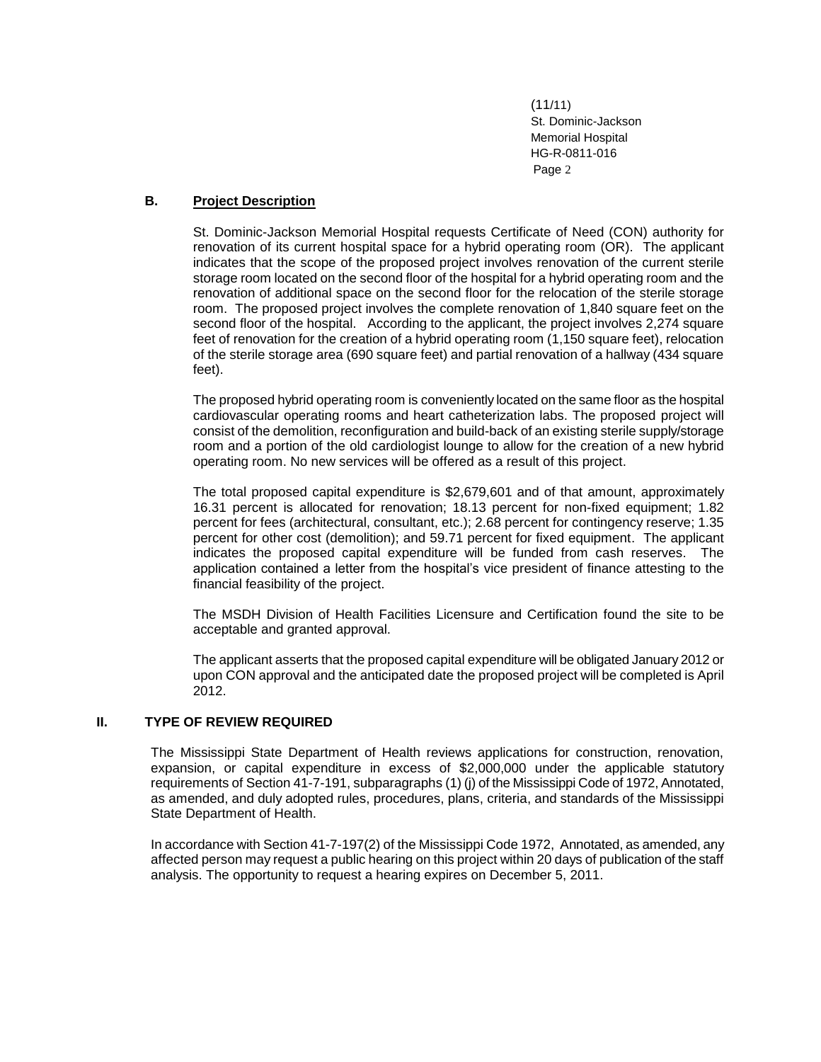## B. Project Description

St. Dominic-Jackson Memorial Hospital requests Certificate of Need (CON) authority for renovation of its current hospital space for a hybrid operating room (OR). The applicant indicates that the scope of the proposed project involves renovation of the current sterile storage room located on the second floor of the hospital for a hybrid operating room and the renovation of additional space on the second floor for the relocation of the sterile storage room. The proposed project involves the complete renovation of 1,840 square feet on the second floor of the hospital. According to the applicant, the project involves 2,274 square feet of renovation for the creation of a hybrid operating room (1,150 square feet), relocation of the sterile storage area (690 square feet) and partial renovation of a hallway (434 square feet).

The proposed hybrid operating room is conveniently located on the same floor as the hospital cardiovascular operating rooms and heart catheterization labs. The proposed project will consist of the demolition, reconfiguration and build-back of an existing sterile supply/storage room and a portion of the old cardiologist lounge to allow for the creation of a new hybrid operating room. No new services will be offered as a result of this project.

The total proposed capital expenditure is $2,679,601 and of that amount, approximately 16.31 percent is allocated for renovation; 18.13 percent for non-fixed equipment; 1.82 percent for fees (architectural, consultant, etc.); 2.68 percent for contingency reserve; 1.35 percent for other cost (demolition); and 59.71 percent for fixed equipment. The applicant indicates the proposed capital expenditure will be funded from cash reserves. The application contained a letter from the hospital's vice president of finance attesting to the financial feasibility of the project.

The MSDH Division of Health Facilities Licensure and Certification found the site to be acceptable and granted approval.

The applicant asserts that the proposed capital expenditure will be obligated January 2012 or upon CON approval and the anticipated date the proposed project will be completed is April 2012.

# II. TYPE OF REVIEW REQUIRED

The Mississippi State Department of Health reviews applications for construction, renovation, expansion, or capital expenditure in excess of $2,000,000 under the applicable statutory requirements of Section 41-7-191, subparagraphs (1) (j) of the Mississippi Code of 1972, Annotated, as amended, and duly adopted rules, procedures, plans, criteria, and standards of the Mississippi State Department of Health.

In accordance with Section 41-7-197(2) of the Mississippi Code 1972, Annotated, as amended, any affected person may request a public hearing on this project within 20 days of publication of the staff analysis. The opportunity to request a hearing expires on December 5, 2011.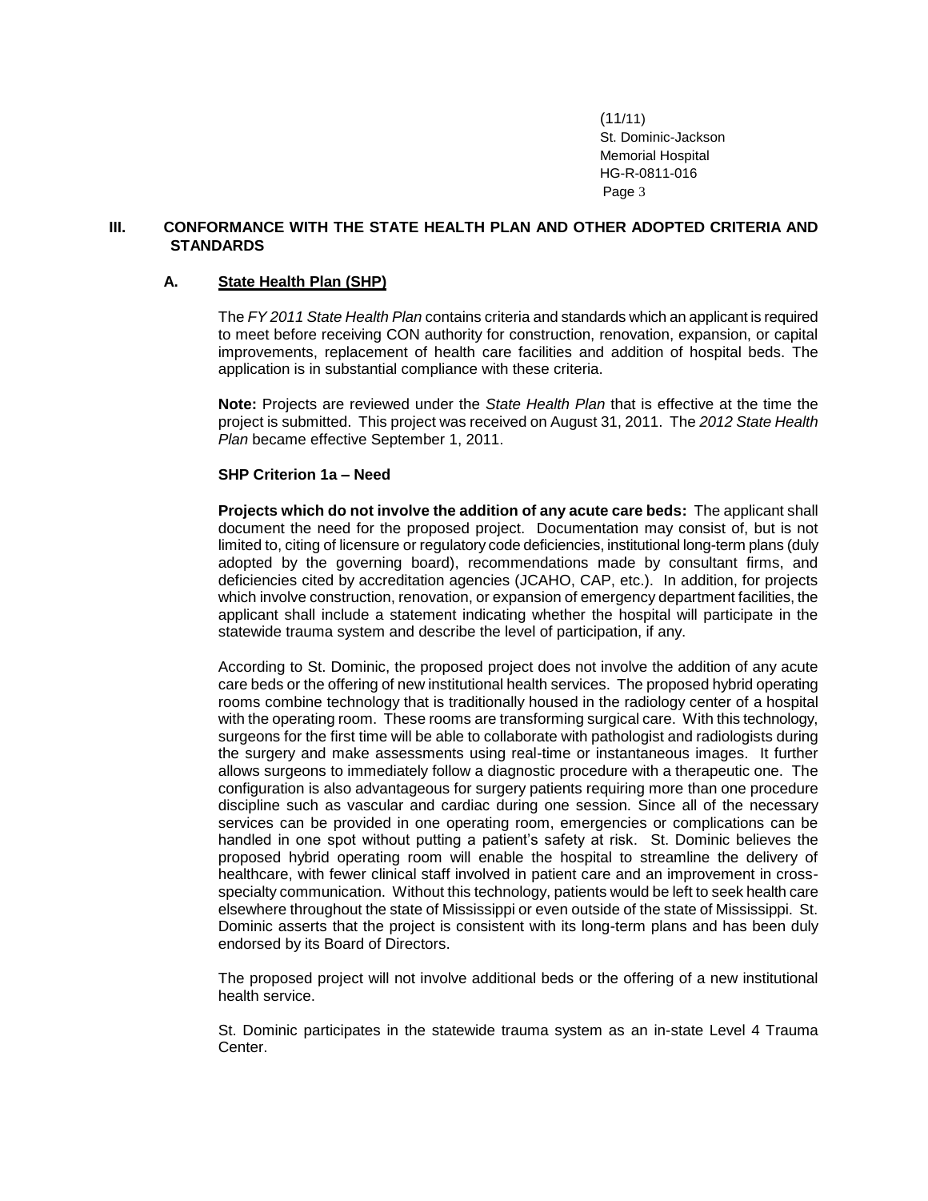## III. CONFORMANCE WITH THE STATE HEALTH PLAN AND OTHER ADOPTED CRITERIA AND STANDARDS

### A. State Health Plan (SHP)

The *FY 2011 State Health Plan* contains criteria and standards which an applicant is required to meet before receiving CON authority for construction, renovation, expansion, or capital improvements, replacement of health care facilities and addition of hospital beds. The application is in substantial compliance with these criteria.

**Note:** Projects are reviewed under the *State Health Plan* that is effective at the time the project is submitted. This project was received on August 31, 2011. The *2012 State Health Plan* became effective September 1, 2011.

#### SHP Criterion 1a – Need

**Projects which do not involve the addition of any acute care beds:** The applicant shall document the need for the proposed project. Documentation may consist of, but is not limited to, citing of licensure or regulatory code deficiencies, institutional long-term plans (duly adopted by the governing board), recommendations made by consultant firms, and deficiencies cited by accreditation agencies (JCAHO, CAP, etc.). In addition, for projects which involve construction, renovation, or expansion of emergency department facilities, the applicant shall include a statement indicating whether the hospital will participate in the statewide trauma system and describe the level of participation, if any.

According to St. Dominic, the proposed project does not involve the addition of any acute care beds or the offering of new institutional health services. The proposed hybrid operating rooms combine technology that is traditionally housed in the radiology center of a hospital with the operating room. These rooms are transforming surgical care. With this technology, surgeons for the first time will be able to collaborate with pathologist and radiologists during the surgery and make assessments using real-time or instantaneous images. It further allows surgeons to immediately follow a diagnostic procedure with a therapeutic one. The configuration is also advantageous for surgery patients requiring more than one procedure discipline such as vascular and cardiac during one session. Since all of the necessary services can be provided in one operating room, emergencies or complications can be handled in one spot without putting a patient's safety at risk. St. Dominic believes the proposed hybrid operating room will enable the hospital to streamline the delivery of healthcare, with fewer clinical staff involved in patient care and an improvement in cross-specialty communication. Without this technology, patients would be left to seek health care elsewhere throughout the state of Mississippi or even outside of the state of Mississippi. St. Dominic asserts that the project is consistent with its long-term plans and has been duly endorsed by its Board of Directors.

The proposed project will not involve additional beds or the offering of a new institutional health service.

St. Dominic participates in the statewide trauma system as an in-state Level 4 Trauma Center.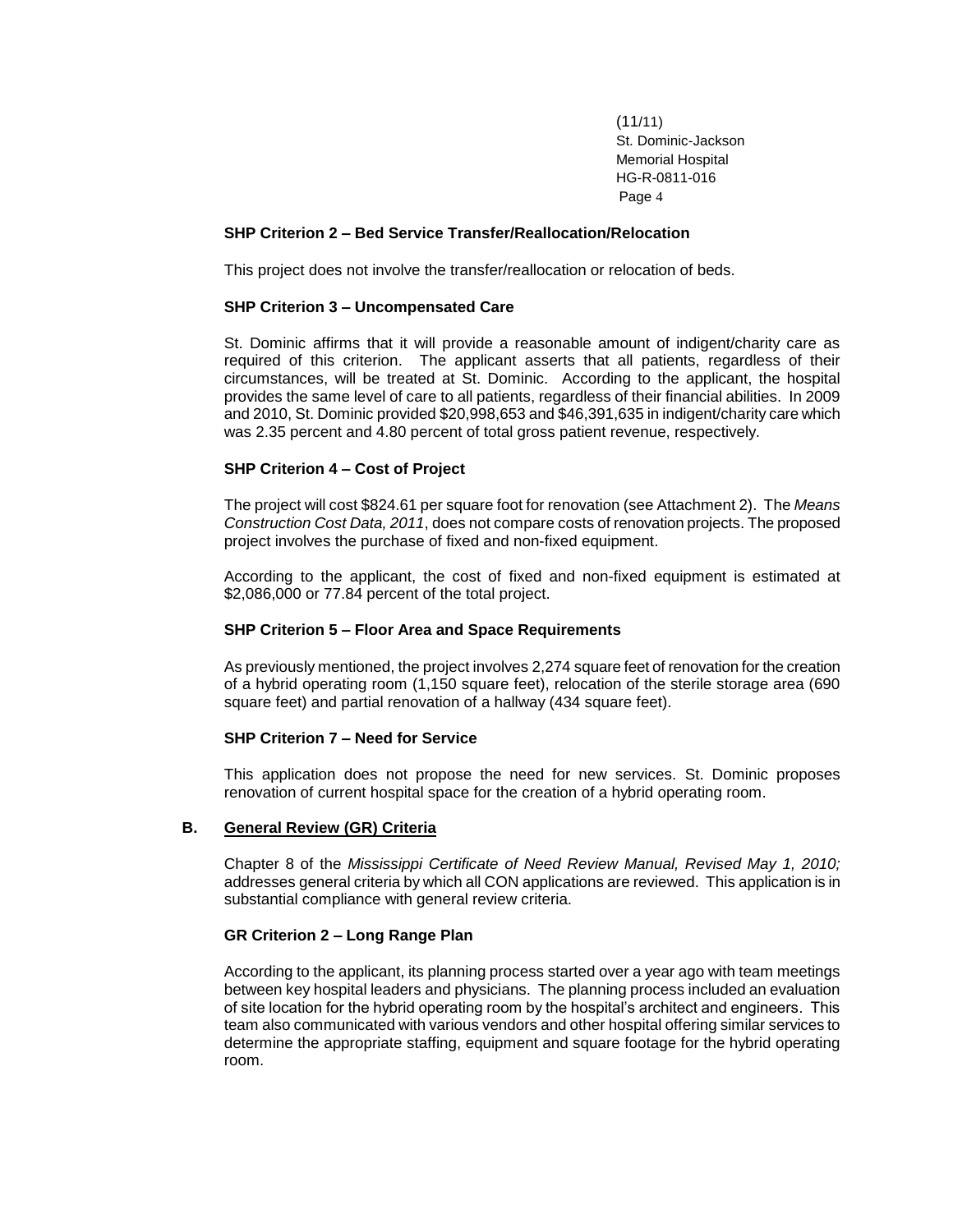### SHP Criterion 2 – Bed Service Transfer/Reallocation/Relocation

This project does not involve the transfer/reallocation or relocation of beds.

### SHP Criterion 3 – Uncompensated Care

St. Dominic affirms that it will provide a reasonable amount of indigent/charity care as required of this criterion. The applicant asserts that all patients, regardless of their circumstances, will be treated at St. Dominic. According to the applicant, the hospital provides the same level of care to all patients, regardless of their financial abilities. In 2009 and 2010, St. Dominic provided $20,998,653 and $46,391,635 in indigent/charity care which was 2.35 percent and 4.80 percent of total gross patient revenue, respectively.

### SHP Criterion 4 – Cost of Project

The project will cost $824.61 per square foot for renovation (see Attachment 2). The *Means Construction Cost Data, 2011*, does not compare costs of renovation projects. The proposed project involves the purchase of fixed and non-fixed equipment.

According to the applicant, the cost of fixed and non-fixed equipment is estimated at $2,086,000 or 77.84 percent of the total project.

### SHP Criterion 5 – Floor Area and Space Requirements

As previously mentioned, the project involves 2,274 square feet of renovation for the creation of a hybrid operating room (1,150 square feet), relocation of the sterile storage area (690 square feet) and partial renovation of a hallway (434 square feet).

### SHP Criterion 7 – Need for Service

This application does not propose the need for new services. St. Dominic proposes renovation of current hospital space for the creation of a hybrid operating room.

## B. General Review (GR) Criteria

Chapter 8 of the *Mississippi Certificate of Need Review Manual, Revised May 1, 2010;* addresses general criteria by which all CON applications are reviewed. This application is in substantial compliance with general review criteria.

### GR Criterion 2 – Long Range Plan

According to the applicant, its planning process started over a year ago with team meetings between key hospital leaders and physicians. The planning process included an evaluation of site location for the hybrid operating room by the hospital's architect and engineers. This team also communicated with various vendors and other hospital offering similar services to determine the appropriate staffing, equipment and square footage for the hybrid operating room.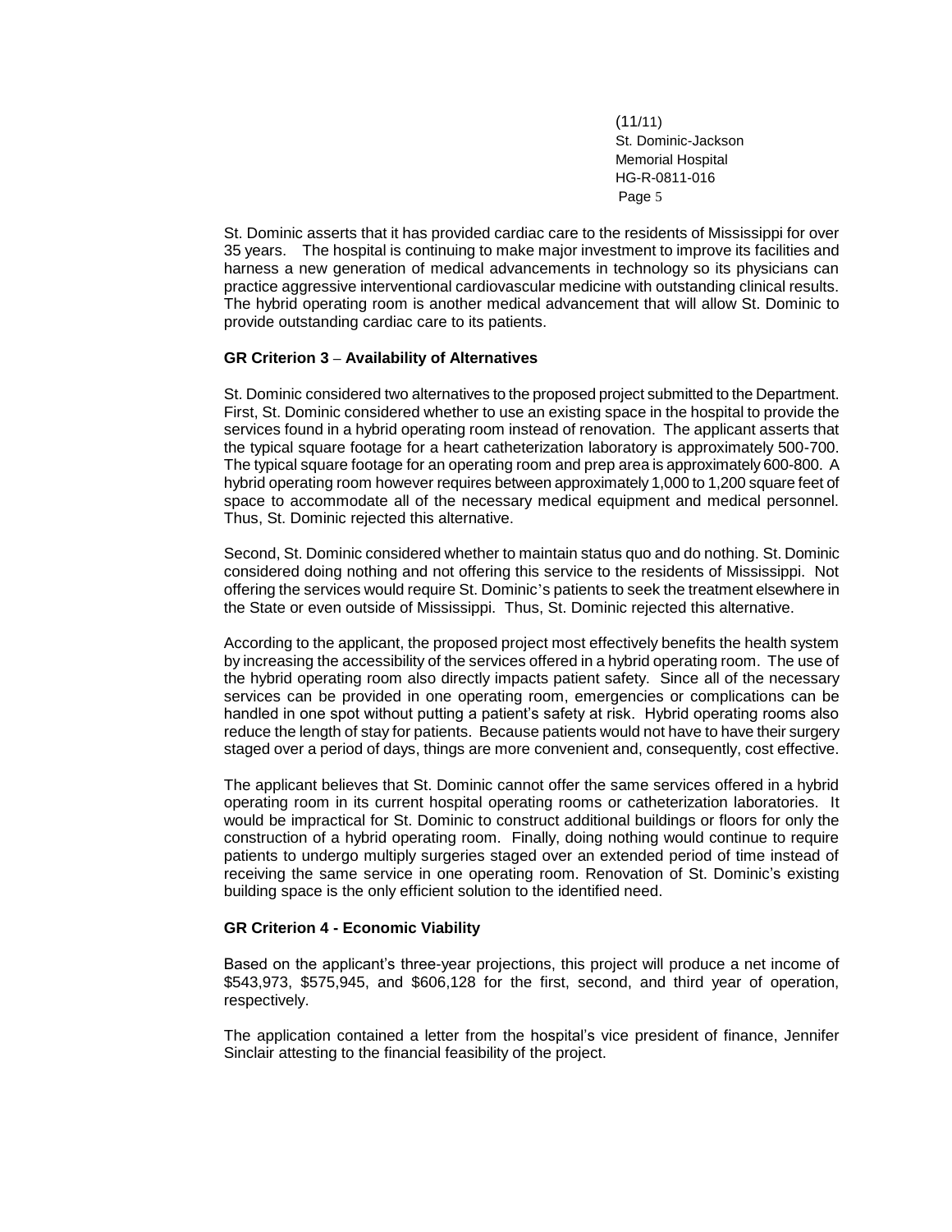St. Dominic asserts that it has provided cardiac care to the residents of Mississippi for over 35 years. The hospital is continuing to make major investment to improve its facilities and harness a new generation of medical advancements in technology so its physicians can practice aggressive interventional cardiovascular medicine with outstanding clinical results. The hybrid operating room is another medical advancement that will allow St. Dominic to provide outstanding cardiac care to its patients.

**GR Criterion 3 – Availability of Alternatives**

St. Dominic considered two alternatives to the proposed project submitted to the Department. First, St. Dominic considered whether to use an existing space in the hospital to provide the services found in a hybrid operating room instead of renovation. The applicant asserts that the typical square footage for a heart catheterization laboratory is approximately 500-700. The typical square footage for an operating room and prep area is approximately 600-800. A hybrid operating room however requires between approximately 1,000 to 1,200 square feet of space to accommodate all of the necessary medical equipment and medical personnel. Thus, St. Dominic rejected this alternative.

Second, St. Dominic considered whether to maintain status quo and do nothing. St. Dominic considered doing nothing and not offering this service to the residents of Mississippi. Not offering the services would require St. Dominic's patients to seek the treatment elsewhere in the State or even outside of Mississippi. Thus, St. Dominic rejected this alternative.

According to the applicant, the proposed project most effectively benefits the health system by increasing the accessibility of the services offered in a hybrid operating room. The use of the hybrid operating room also directly impacts patient safety. Since all of the necessary services can be provided in one operating room, emergencies or complications can be handled in one spot without putting a patient's safety at risk. Hybrid operating rooms also reduce the length of stay for patients. Because patients would not have to have their surgery staged over a period of days, things are more convenient and, consequently, cost effective.

The applicant believes that St. Dominic cannot offer the same services offered in a hybrid operating room in its current hospital operating rooms or catheterization laboratories. It would be impractical for St. Dominic to construct additional buildings or floors for only the construction of a hybrid operating room. Finally, doing nothing would continue to require patients to undergo multiply surgeries staged over an extended period of time instead of receiving the same service in one operating room. Renovation of St. Dominic's existing building space is the only efficient solution to the identified need.

**GR Criterion 4 - Economic Viability**

Based on the applicant's three-year projections, this project will produce a net income of $543,973, $575,945, and $606,128 for the first, second, and third year of operation, respectively.

The application contained a letter from the hospital's vice president of finance, Jennifer Sinclair attesting to the financial feasibility of the project.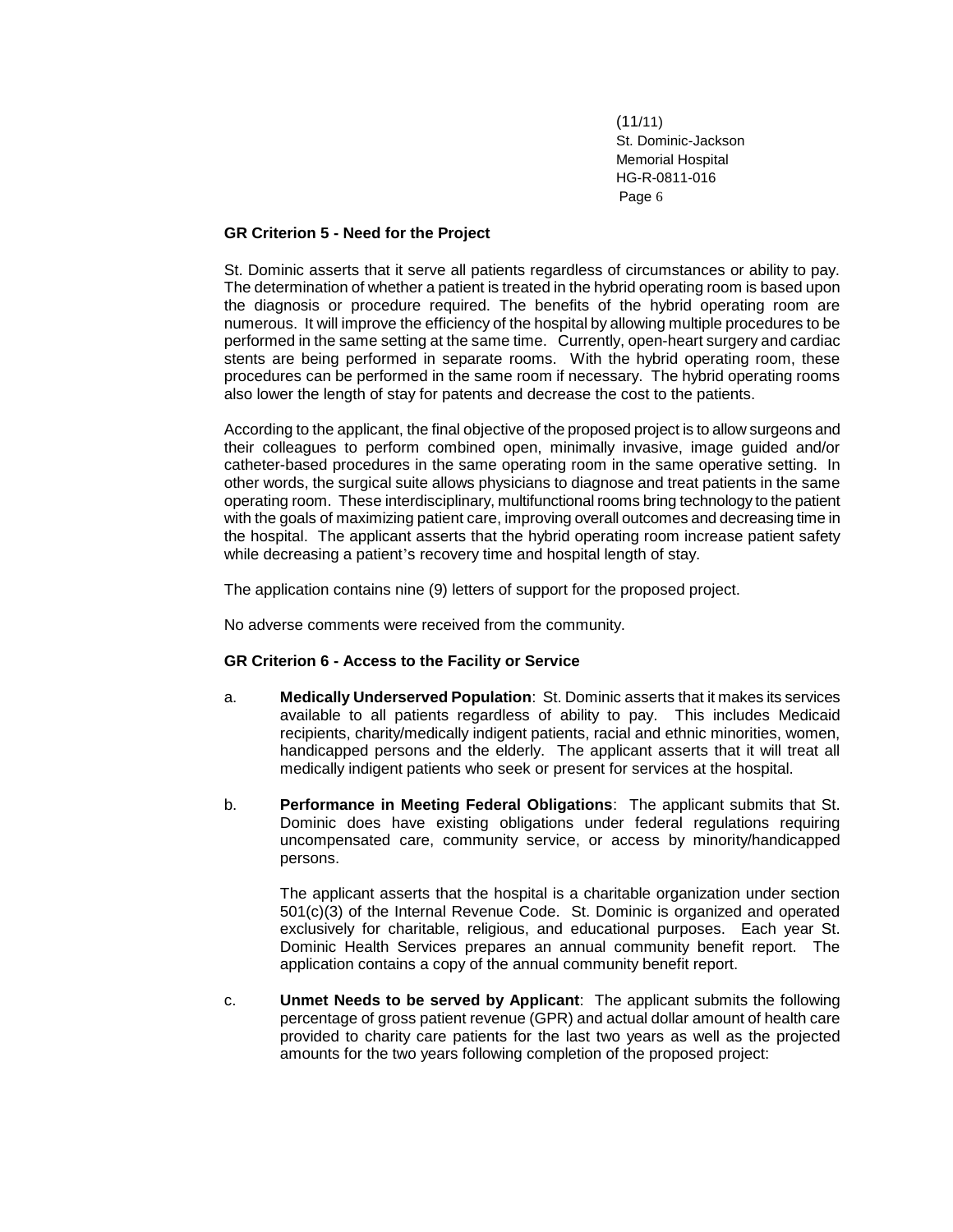**GR Criterion 5 - Need for the Project**

St. Dominic asserts that it serve all patients regardless of circumstances or ability to pay. The determination of whether a patient is treated in the hybrid operating room is based upon the diagnosis or procedure required. The benefits of the hybrid operating room are numerous. It will improve the efficiency of the hospital by allowing multiple procedures to be performed in the same setting at the same time. Currently, open-heart surgery and cardiac stents are being performed in separate rooms. With the hybrid operating room, these procedures can be performed in the same room if necessary. The hybrid operating rooms also lower the length of stay for patents and decrease the cost to the patients.

According to the applicant, the final objective of the proposed project is to allow surgeons and their colleagues to perform combined open, minimally invasive, image guided and/or catheter-based procedures in the same operating room in the same operative setting. In other words, the surgical suite allows physicians to diagnose and treat patients in the same operating room. These interdisciplinary, multifunctional rooms bring technology to the patient with the goals of maximizing patient care, improving overall outcomes and decreasing time in the hospital. The applicant asserts that the hybrid operating room increase patient safety while decreasing a patient's recovery time and hospital length of stay.

The application contains nine (9) letters of support for the proposed project.

No adverse comments were received from the community.

**GR Criterion 6 - Access to the Facility or Service**

a. **Medically Underserved Population**: St. Dominic asserts that it makes its services available to all patients regardless of ability to pay. This includes Medicaid recipients, charity/medically indigent patients, racial and ethnic minorities, women, handicapped persons and the elderly. The applicant asserts that it will treat all medically indigent patients who seek or present for services at the hospital.

b. **Performance in Meeting Federal Obligations**: The applicant submits that St. Dominic does have existing obligations under federal regulations requiring uncompensated care, community service, or access by minority/handicapped persons.

   The applicant asserts that the hospital is a charitable organization under section 501(c)(3) of the Internal Revenue Code. St. Dominic is organized and operated exclusively for charitable, religious, and educational purposes. Each year St. Dominic Health Services prepares an annual community benefit report. The application contains a copy of the annual community benefit report.

c. **Unmet Needs to be served by Applicant**: The applicant submits the following percentage of gross patient revenue (GPR) and actual dollar amount of health care provided to charity care patients for the last two years as well as the projected amounts for the two years following completion of the proposed project: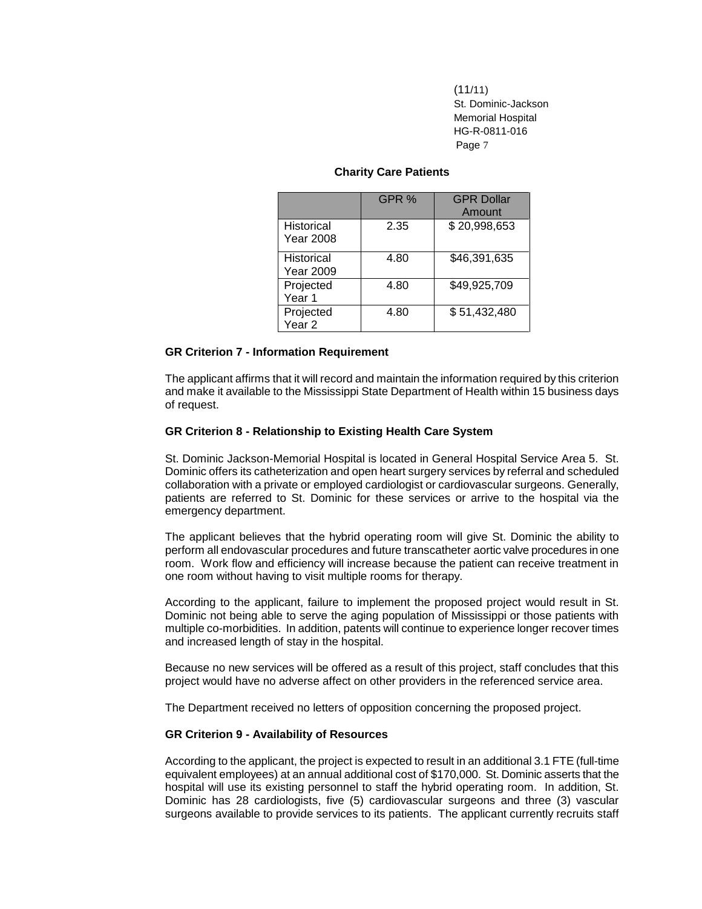**Charity Care Patients**

| | GPR % | GPR Dollar Amount |
|---|---|---|
| Historical Year 2008 | 2.35 | $ 20,998,653 |
| Historical Year 2009 | 4.80 | $46,391,635 |
| Projected Year 1 | 4.80 | $49,925,709 |
| Projected Year 2 | 4.80 | $ 51,432,480 |

**GR Criterion 7 - Information Requirement**

The applicant affirms that it will record and maintain the information required by this criterion and make it available to the Mississippi State Department of Health within 15 business days of request.

**GR Criterion 8 - Relationship to Existing Health Care System**

St. Dominic Jackson-Memorial Hospital is located in General Hospital Service Area 5. St. Dominic offers its catheterization and open heart surgery services by referral and scheduled collaboration with a private or employed cardiologist or cardiovascular surgeons. Generally, patients are referred to St. Dominic for these services or arrive to the hospital via the emergency department.

The applicant believes that the hybrid operating room will give St. Dominic the ability to perform all endovascular procedures and future transcatheter aortic valve procedures in one room. Work flow and efficiency will increase because the patient can receive treatment in one room without having to visit multiple rooms for therapy.

According to the applicant, failure to implement the proposed project would result in St. Dominic not being able to serve the aging population of Mississippi or those patients with multiple co-morbidities. In addition, patents will continue to experience longer recover times and increased length of stay in the hospital.

Because no new services will be offered as a result of this project, staff concludes that this project would have no adverse affect on other providers in the referenced service area.

The Department received no letters of opposition concerning the proposed project.

**GR Criterion 9 - Availability of Resources**

According to the applicant, the project is expected to result in an additional 3.1 FTE (full-time equivalent employees) at an annual additional cost of $170,000. St. Dominic asserts that the hospital will use its existing personnel to staff the hybrid operating room. In addition, St. Dominic has 28 cardiologists, five (5) cardiovascular surgeons and three (3) vascular surgeons available to provide services to its patients. The applicant currently recruits staff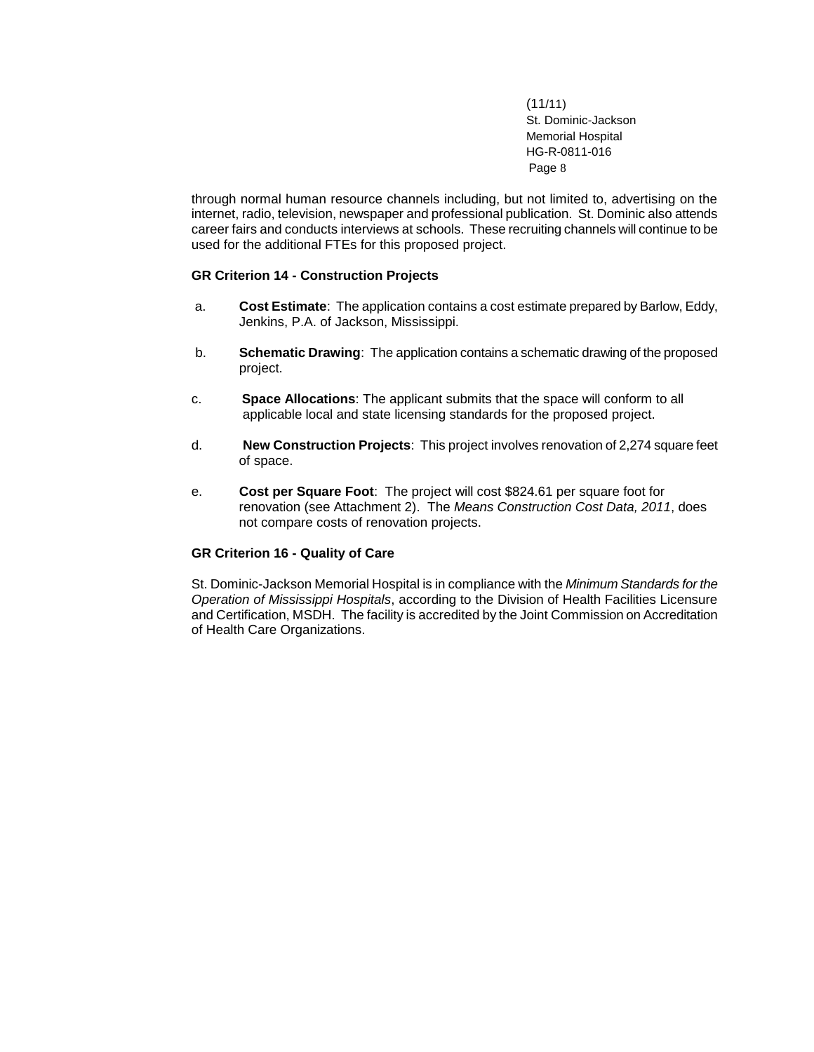through normal human resource channels including, but not limited to, advertising on the internet, radio, television, newspaper and professional publication. St. Dominic also attends career fairs and conducts interviews at schools. These recruiting channels will continue to be used for the additional FTEs for this proposed project.

**GR Criterion 14 - Construction Projects**

a. **Cost Estimate**: The application contains a cost estimate prepared by Barlow, Eddy, Jenkins, P.A. of Jackson, Mississippi.

b. **Schematic Drawing**: The application contains a schematic drawing of the proposed project.

c. **Space Allocations**: The applicant submits that the space will conform to all applicable local and state licensing standards for the proposed project.

d. **New Construction Projects**: This project involves renovation of 2,274 square feet of space.

e. **Cost per Square Foot**: The project will cost $824.61 per square foot for renovation (see Attachment 2). The *Means Construction Cost Data, 2011*, does not compare costs of renovation projects.

**GR Criterion 16 - Quality of Care**

St. Dominic-Jackson Memorial Hospital is in compliance with the *Minimum Standards for the Operation of Mississippi Hospitals*, according to the Division of Health Facilities Licensure and Certification, MSDH. The facility is accredited by the Joint Commission on Accreditation of Health Care Organizations.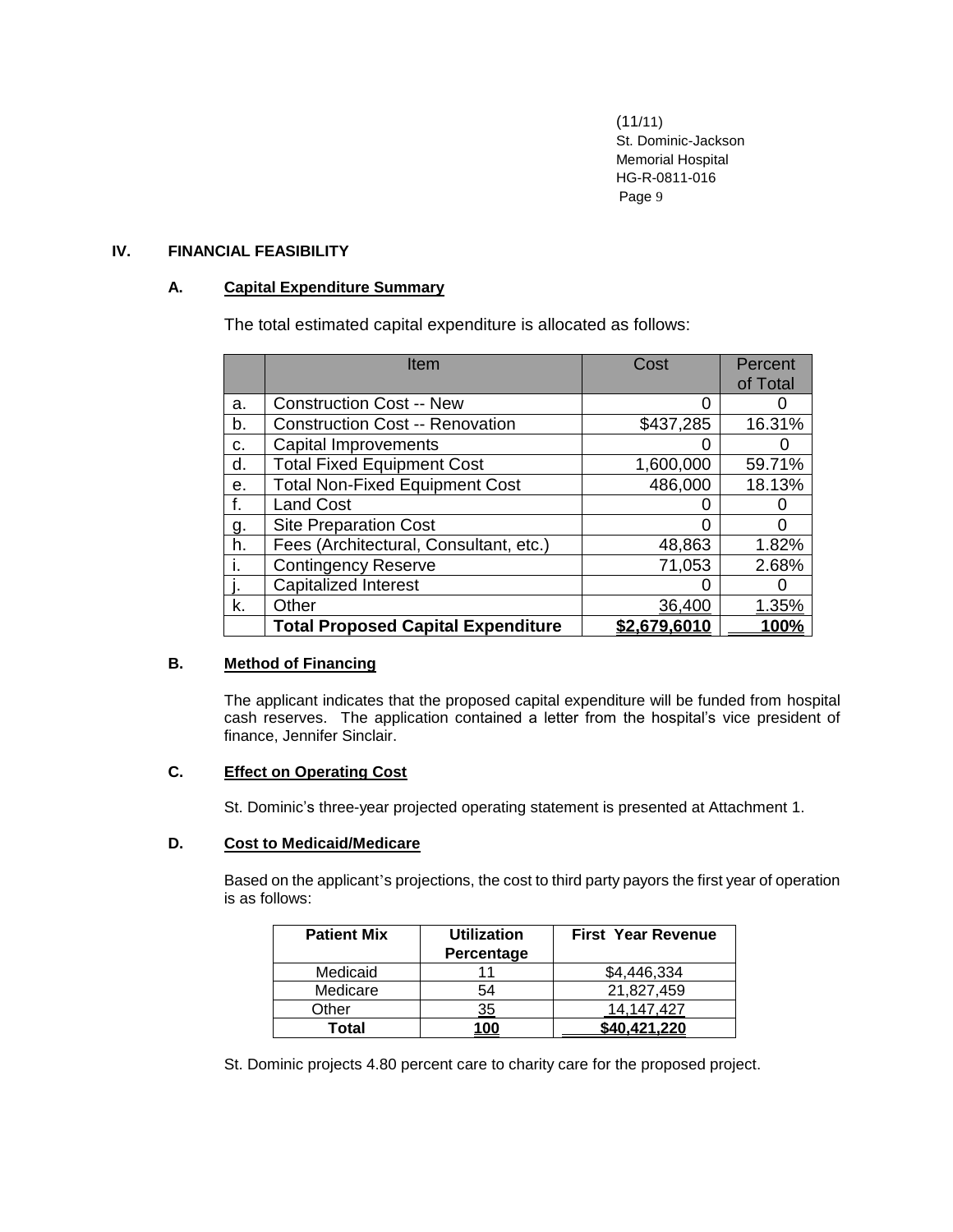## IV. FINANCIAL FEASIBILITY

### A. Capital Expenditure Summary

The total estimated capital expenditure is allocated as follows:

| | Item | Cost | Percent of Total |
|---|---|---|---|
| a. | Construction Cost -- New | 0 | 0 |
| b. | Construction Cost -- Renovation | $437,285 | 16.31% |
| c. | Capital Improvements | 0 | 0 |
| d. | Total Fixed Equipment Cost | 1,600,000 | 59.71% |
| e. | Total Non-Fixed Equipment Cost | 486,000 | 18.13% |
| f. | Land Cost | 0 | 0 |
| g. | Site Preparation Cost | 0 | 0 |
| h. | Fees (Architectural, Consultant, etc.) | 48,863 | 1.82% |
| i. | Contingency Reserve | 71,053 | 2.68% |
| j. | Capitalized Interest | 0 | 0 |
| k. | Other | 36,400 | 1.35% |
| | **Total Proposed Capital Expenditure** | **$2,679,6010** | **100%** |

### B. Method of Financing

The applicant indicates that the proposed capital expenditure will be funded from hospital cash reserves. The application contained a letter from the hospital's vice president of finance, Jennifer Sinclair.

### C. Effect on Operating Cost

St. Dominic's three-year projected operating statement is presented at Attachment 1.

### D. Cost to Medicaid/Medicare

Based on the applicant's projections, the cost to third party payors the first year of operation is as follows:

| Patient Mix | Utilization Percentage | First Year Revenue |
|---|---|---|
| Medicaid | 11 | $4,446,334 |
| Medicare | 54 | 21,827,459 |
| Other | 35 | 14,147,427 |
| **Total** | **100** | **$40,421,220** |

St. Dominic projects 4.80 percent care to charity care for the proposed project.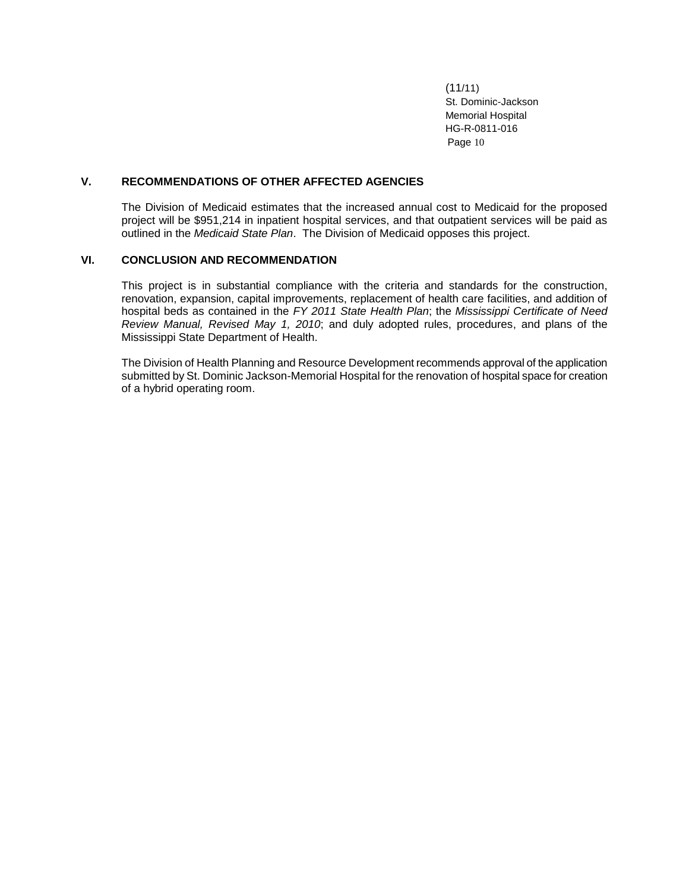## V. RECOMMENDATIONS OF OTHER AFFECTED AGENCIES

The Division of Medicaid estimates that the increased annual cost to Medicaid for the proposed project will be $951,214 in inpatient hospital services, and that outpatient services will be paid as outlined in the *Medicaid State Plan*. The Division of Medicaid opposes this project.

## VI. CONCLUSION AND RECOMMENDATION

This project is in substantial compliance with the criteria and standards for the construction, renovation, expansion, capital improvements, replacement of health care facilities, and addition of hospital beds as contained in the *FY 2011 State Health Plan*; the *Mississippi Certificate of Need Review Manual, Revised May 1, 2010*; and duly adopted rules, procedures, and plans of the Mississippi State Department of Health.

The Division of Health Planning and Resource Development recommends approval of the application submitted by St. Dominic Jackson-Memorial Hospital for the renovation of hospital space for creation of a hybrid operating room.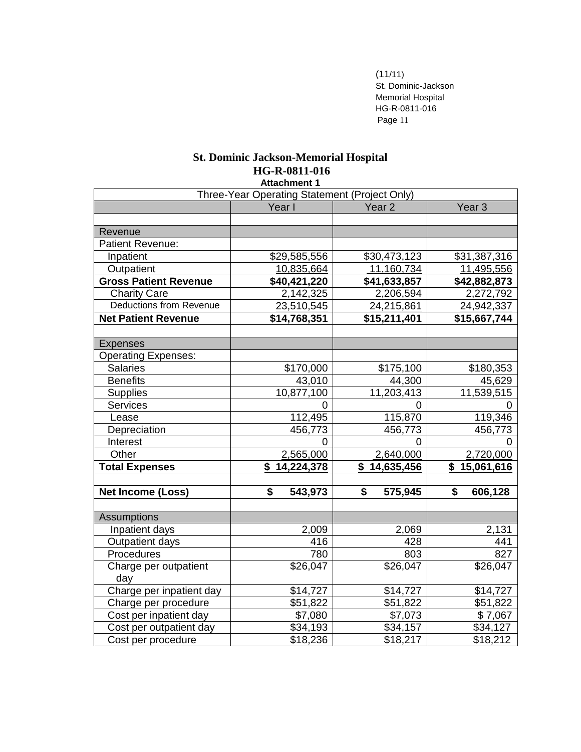**St. Dominic Jackson-Memorial Hospital**
**HG-R-0811-016**
**Attachment 1**

| Three-Year Operating Statement (Project Only) | | | |
|---|---|---|---|
| | Year I | Year 2 | Year 3 |
| | | | |
| Revenue | | | |
| Patient Revenue: | | | |
| Inpatient | $29,585,556 | $30,473,123 | $31,387,316 |
| Outpatient | 10,835,664 | 11,160,734 | 11,495,556 |
| **Gross Patient Revenue** | **$40,421,220** | **$41,633,857** | **$42,882,873** |
| Charity Care | 2,142,325 | 2,206,594 | 2,272,792 |
| Deductions from Revenue | 23,510,545 | 24,215,861 | 24,942,337 |
| **Net Patient Revenue** | **$14,768,351** | **$15,211,401** | **$15,667,744** |
| | | | |
| Expenses | | | |
| Operating Expenses: | | | |
| Salaries | $170,000 | $175,100 | $180,353 |
| Benefits | 43,010 | 44,300 | 45,629 |
| Supplies | 10,877,100 | 11,203,413 | 11,539,515 |
| Services | 0 | 0 | 0 |
| Lease | 112,495 | 115,870 | 119,346 |
| Depreciation | 456,773 | 456,773 | 456,773 |
| Interest | 0 | 0 | 0 |
| Other | 2,565,000 | 2,640,000 | 2,720,000 |
| **Total Expenses** | **$ 14,224,378** | **$ 14,635,456** | **$ 15,061,616** |
| | | | |
| **Net Income (Loss)** | **$ 543,973** | **$ 575,945** | **$ 606,128** |
| | | | |
| Assumptions | | | |
| Inpatient days | 2,009 | 2,069 | 2,131 |
| Outpatient days | 416 | 428 | 441 |
| Procedures | 780 | 803 | 827 |
| Charge per outpatient day | $26,047 | $26,047 | $26,047 |
| Charge per inpatient day | $14,727 | $14,727 | $14,727 |
| Charge per procedure | $51,822 | $51,822 | $51,822 |
| Cost per inpatient day | $7,080 | $7,073 | $ 7,067 |
| Cost per outpatient day | $34,193 | $34,157 | $34,127 |
| Cost per procedure | $18,236 | $18,217 | $18,212 |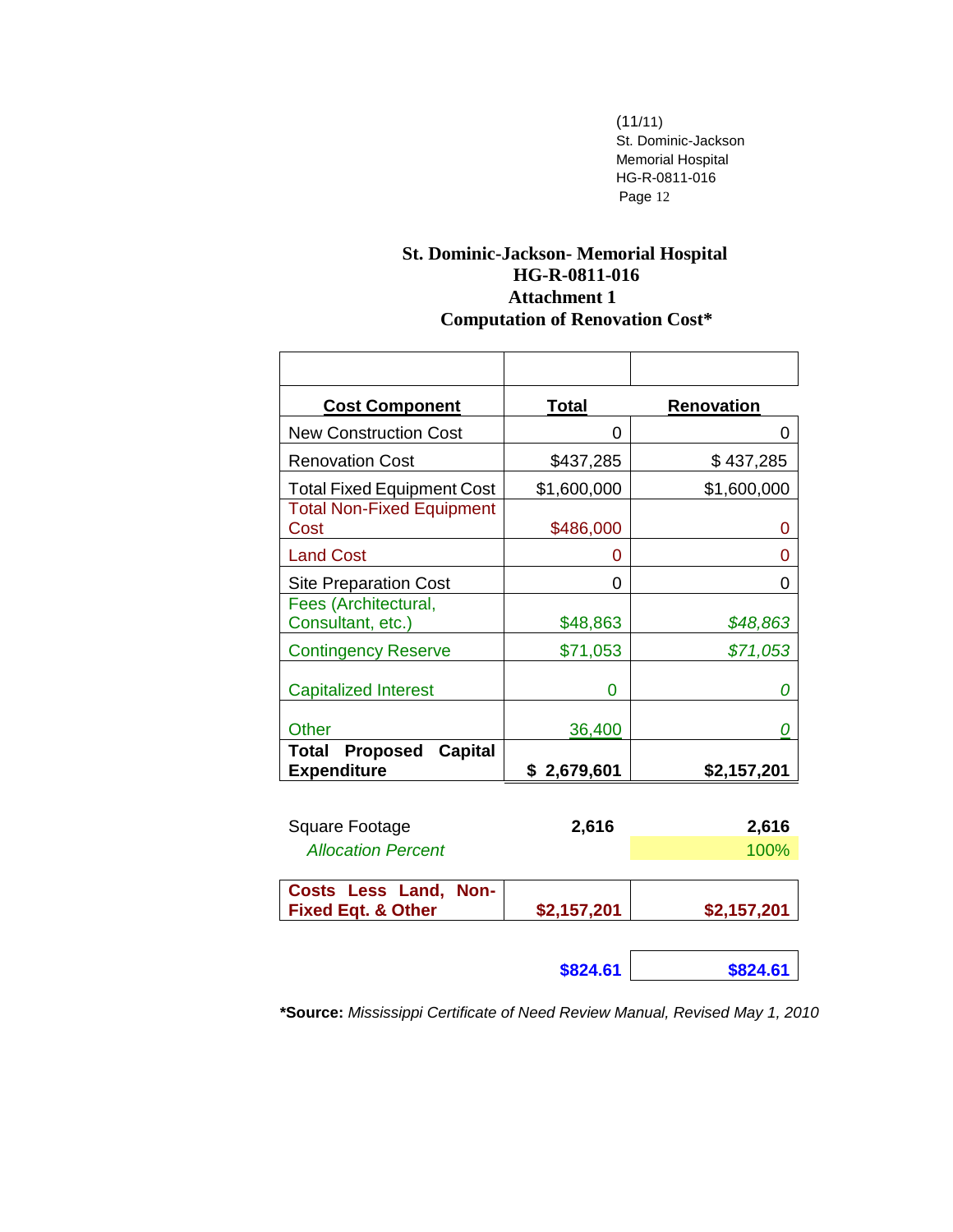**St. Dominic-Jackson- Memorial Hospital**
**HG-R-0811-016**
**Attachment 1**
**Computation of Renovation Cost***

| Cost Component | Total | Renovation |
|---|---|---|
| New Construction Cost | 0 | 0 |
| Renovation Cost | $437,285 | $ 437,285 |
| Total Fixed Equipment Cost | $1,600,000 | $1,600,000 |
| Total Non-Fixed Equipment Cost | $486,000 | 0 |
| Land Cost | 0 | 0 |
| Site Preparation Cost | 0 | 0 |
| Fees (Architectural, Consultant, etc.) | $48,863 | *$48,863* |
| Contingency Reserve | $71,053 | *$71,053* |
| Capitalized Interest | 0 | *0* |
| Other | 36,400 | *0* |
| **Total Proposed Capital Expenditure** | **$ 2,679,601** | **$2,157,201** |
| | | |
| Square Footage | **2,616** | **2,616** |
| *Allocation Percent* | | 100% |
| | | |
| **Costs Less Land, Non-Fixed Eqt. & Other** | **$2,157,201** | **$2,157,201** |
| | | |
| | **$824.61** | **$824.61** |

***Source:** *Mississippi Certificate of Need Review Manual, Revised May 1, 2010*